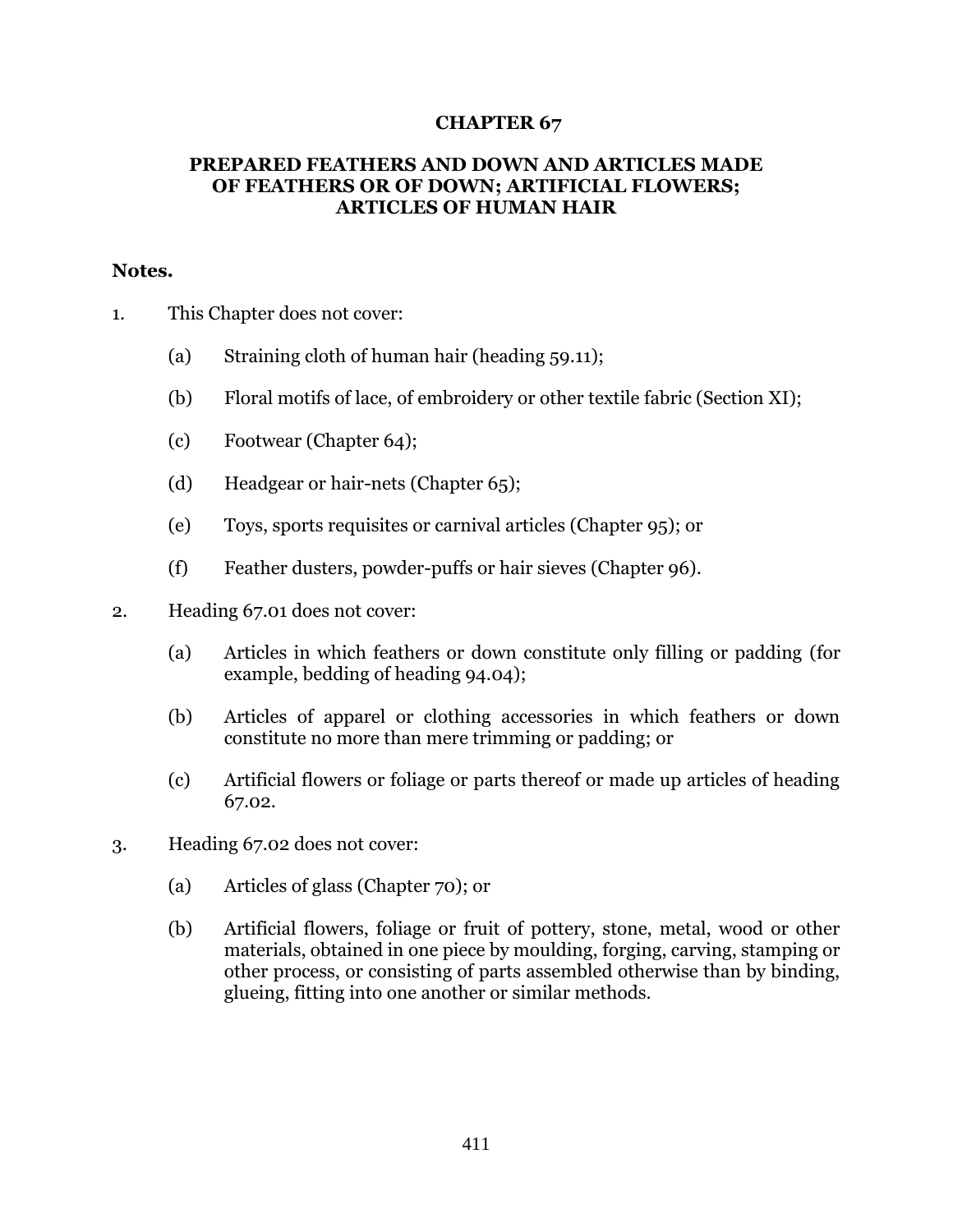# CHAPTER 67

## PREPARED FEATHERS AND DOWN AND ARTICLES MADE OF FEATHERS OR OF DOWN; ARTIFICIAL FLOWERS; ARTICLES OF HUMAN HAIR

**Notes.**

1. This Chapter does not cover:

   (a) Straining cloth of human hair (heading 59.11);

   (b) Floral motifs of lace, of embroidery or other textile fabric (Section XI);

   (c) Footwear (Chapter 64);

   (d) Headgear or hair-nets (Chapter 65);

   (e) Toys, sports requisites or carnival articles (Chapter 95); or

   (f) Feather dusters, powder-puffs or hair sieves (Chapter 96).

2. Heading 67.01 does not cover:

   (a) Articles in which feathers or down constitute only filling or padding (for example, bedding of heading 94.04);

   (b) Articles of apparel or clothing accessories in which feathers or down constitute no more than mere trimming or padding; or

   (c) Artificial flowers or foliage or parts thereof or made up articles of heading 67.02.

3. Heading 67.02 does not cover:

   (a) Articles of glass (Chapter 70); or

   (b) Artificial flowers, foliage or fruit of pottery, stone, metal, wood or other materials, obtained in one piece by moulding, forging, carving, stamping or other process, or consisting of parts assembled otherwise than by binding, glueing, fitting into one another or similar methods.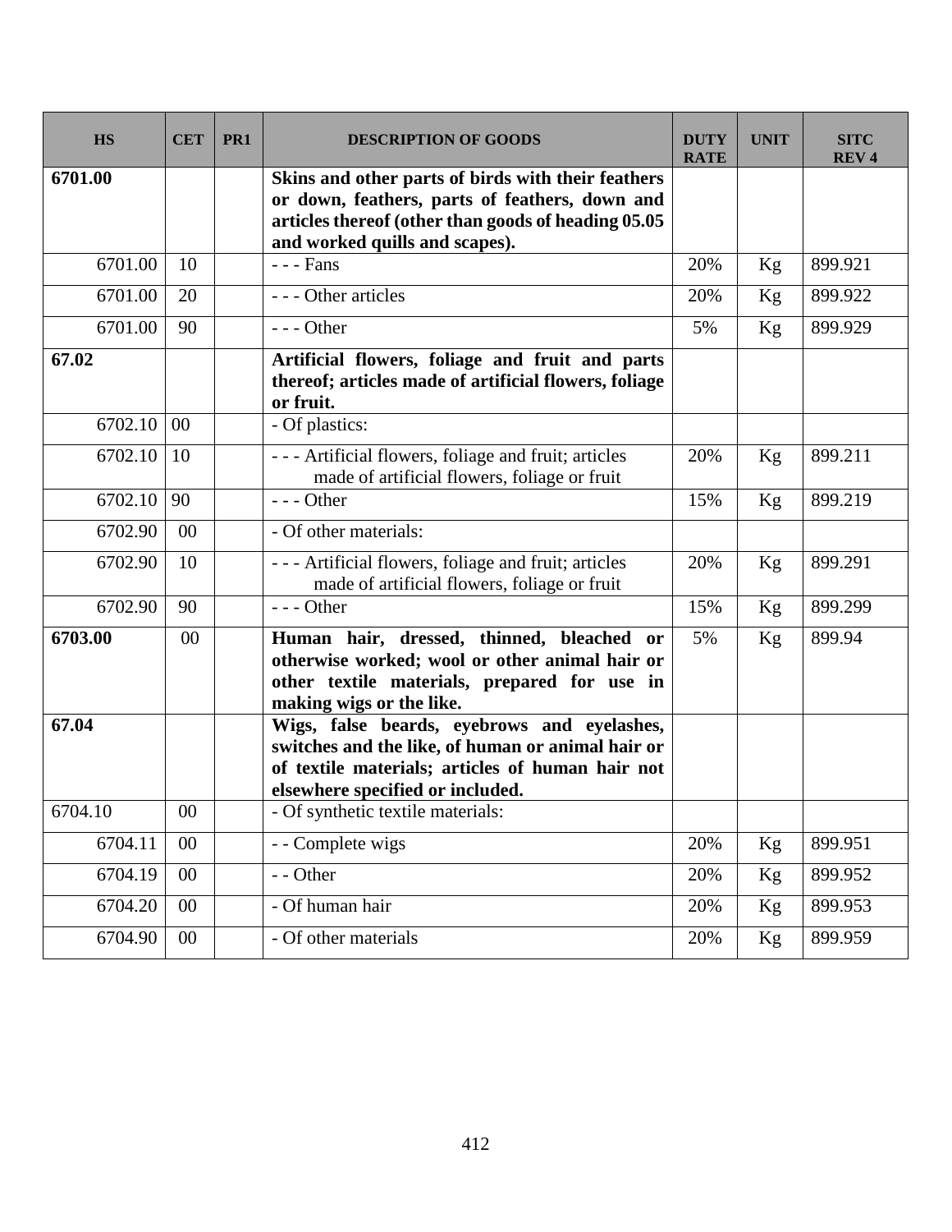| HS | CET | PR1 | DESCRIPTION OF GOODS | DUTY RATE | UNIT | SITC REV 4 |
|---|---|---|---|---|---|---|
| **6701.00** | | | **Skins and other parts of birds with their feathers or down, feathers, parts of feathers, down and articles thereof (other than goods of heading 05.05 and worked quills and scapes).** | | | |
| 6701.00 | 10 | | - - - Fans | 20% | Kg | 899.921 |
| 6701.00 | 20 | | - - - Other articles | 20% | Kg | 899.922 |
| 6701.00 | 90 | | - - - Other | 5% | Kg | 899.929 |
| **67.02** | | | **Artificial flowers, foliage and fruit and parts thereof; articles made of artificial flowers, foliage or fruit.** | | | |
| 6702.10 | 00 | | - Of plastics: | | | |
| 6702.10 | 10 | | - - - Artificial flowers, foliage and fruit; articles made of artificial flowers, foliage or fruit | 20% | Kg | 899.211 |
| 6702.10 | 90 | | - - - Other | 15% | Kg | 899.219 |
| 6702.90 | 00 | | - Of other materials: | | | |
| 6702.90 | 10 | | - - - Artificial flowers, foliage and fruit; articles made of artificial flowers, foliage or fruit | 20% | Kg | 899.291 |
| 6702.90 | 90 | | - - - Other | 15% | Kg | 899.299 |
| **6703.00** | 00 | | **Human hair, dressed, thinned, bleached or otherwise worked; wool or other animal hair or other textile materials, prepared for use in making wigs or the like.** | 5% | Kg | 899.94 |
| **67.04** | | | **Wigs, false beards, eyebrows and eyelashes, switches and the like, of human or animal hair or of textile materials; articles of human hair not elsewhere specified or included.** | | | |
| 6704.10 | 00 | | - Of synthetic textile materials: | | | |
| 6704.11 | 00 | | - - Complete wigs | 20% | Kg | 899.951 |
| 6704.19 | 00 | | - - Other | 20% | Kg | 899.952 |
| 6704.20 | 00 | | - Of human hair | 20% | Kg | 899.953 |
| 6704.90 | 00 | | - Of other materials | 20% | Kg | 899.959 |